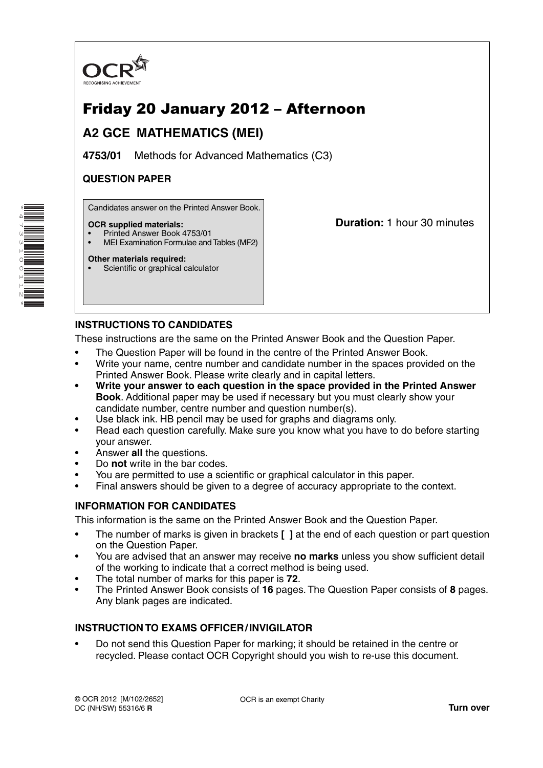OCR
RECOGNISING ACHIEVEMENT

# Friday 20 January 2012 – Afternoon

## A2 GCE MATHEMATICS (MEI)

**4753/01** Methods for Advanced Mathematics (C3)

**QUESTION PAPER**

Candidates answer on the Printed Answer Book.

**OCR supplied materials:**
- Printed Answer Book 4753/01
- MEI Examination Formulae and Tables (MF2)

**Other materials required:**
- Scientific or graphical calculator

**Duration:** 1 hour 30 minutes

### INSTRUCTIONS TO CANDIDATES

These instructions are the same on the Printed Answer Book and the Question Paper.

- The Question Paper will be found in the centre of the Printed Answer Book.
- Write your name, centre number and candidate number in the spaces provided on the Printed Answer Book. Please write clearly and in capital letters.
- **Write your answer to each question in the space provided in the Printed Answer Book**. Additional paper may be used if necessary but you must clearly show your candidate number, centre number and question number(s).
- Use black ink. HB pencil may be used for graphs and diagrams only.
- Read each question carefully. Make sure you know what you have to do before starting your answer.
- Answer **all** the questions.
- Do **not** write in the bar codes.
- You are permitted to use a scientific or graphical calculator in this paper.
- Final answers should be given to a degree of accuracy appropriate to the context.

### INFORMATION FOR CANDIDATES

This information is the same on the Printed Answer Book and the Question Paper.

- The number of marks is given in brackets **[ ]** at the end of each question or part question on the Question Paper.
- You are advised that an answer may receive **no marks** unless you show sufficient detail of the working to indicate that a correct method is being used.
- The total number of marks for this paper is **72**.
- The Printed Answer Book consists of **16** pages. The Question Paper consists of **8** pages. Any blank pages are indicated.

### INSTRUCTION TO EXAMS OFFICER / INVIGILATOR

- Do not send this Question Paper for marking; it should be retained in the centre or recycled. Please contact OCR Copyright should you wish to re-use this document.

© OCR 2012 [M/102/2652]
DC (NH/SW) 55316/6 **R**

OCR is an exempt Charity

**Turn over**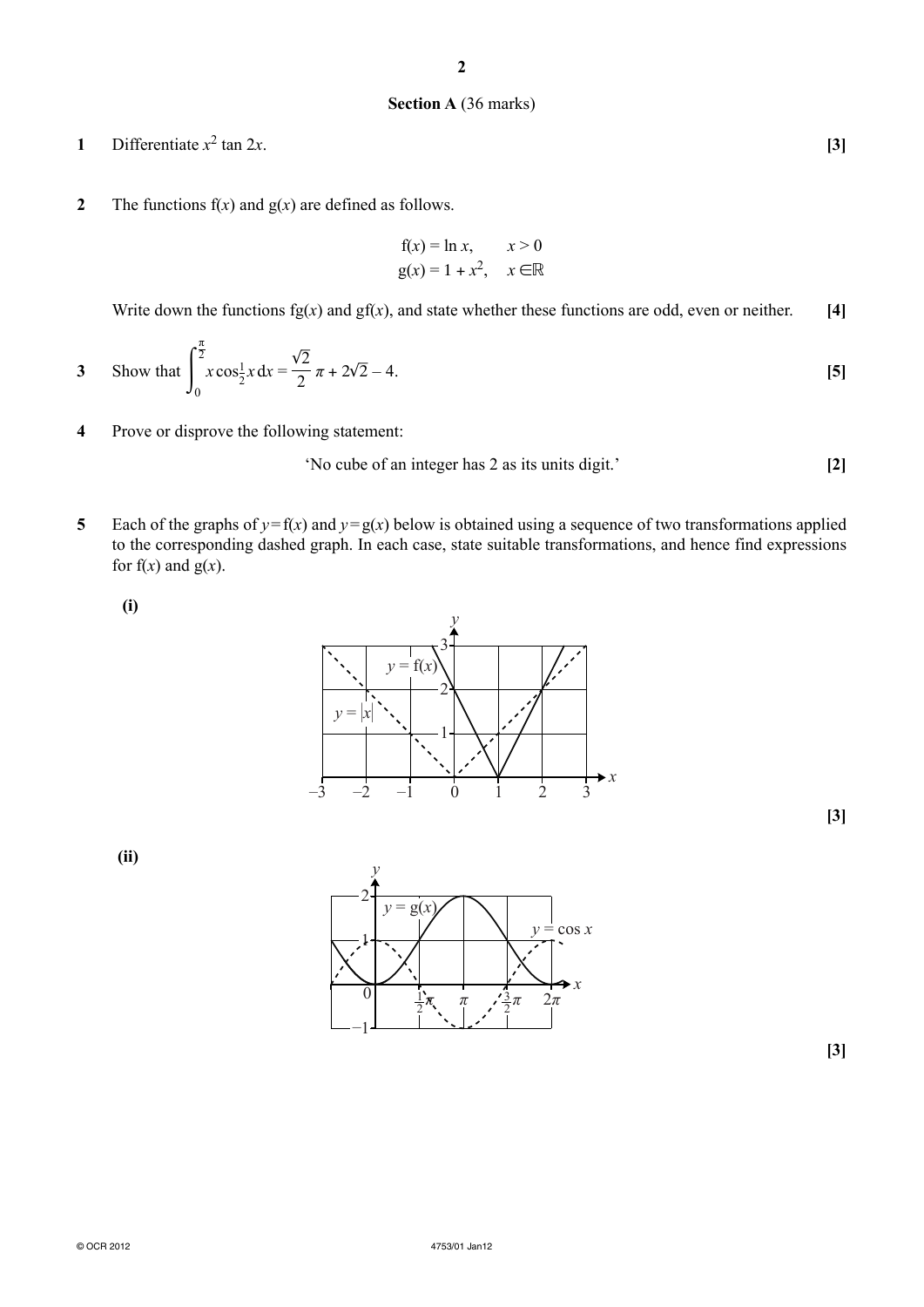## Section A (36 marks)

**1** Differentiate $x^2 \tan 2x$. **[3]**

**2** The functions $f(x)$ and $g(x)$ are defined as follows.

$$f(x) = \ln x, \quad x > 0$$
$$g(x) = 1 + x^2, \quad x \in \mathbb{R}$$

Write down the functions $fg(x)$ and $gf(x)$, and state whether these functions are odd, even or neither. **[4]**

**3** Show that $\displaystyle\int_0^{\frac{\pi}{2}} x \cos \tfrac{1}{2} x \, dx = \frac{\sqrt{2}}{2}\pi + 2\sqrt{2} - 4.$ **[5]**

**4** Prove or disprove the following statement:

'No cube of an integer has 2 as its units digit.' **[2]**

**5** Each of the graphs of $y = f(x)$ and $y = g(x)$ below is obtained using a sequence of two transformations applied to the corresponding dashed graph. In each case, state suitable transformations, and hence find expressions for $f(x)$ and $g(x)$.

**(i)**

$y$

3

$y = f(x)$

2

$y = |x|$

1

$-3$ $-2$ $-1$ 0 1 2 3 $x$

**[3]**

**(ii)**

$y$

2

$y = g(x)$

1

$y = \cos x$

0 $\frac{1}{2}\pi$ $\pi$ $\frac{3}{2}\pi$ $2\pi$ $x$

$-1$

**[3]**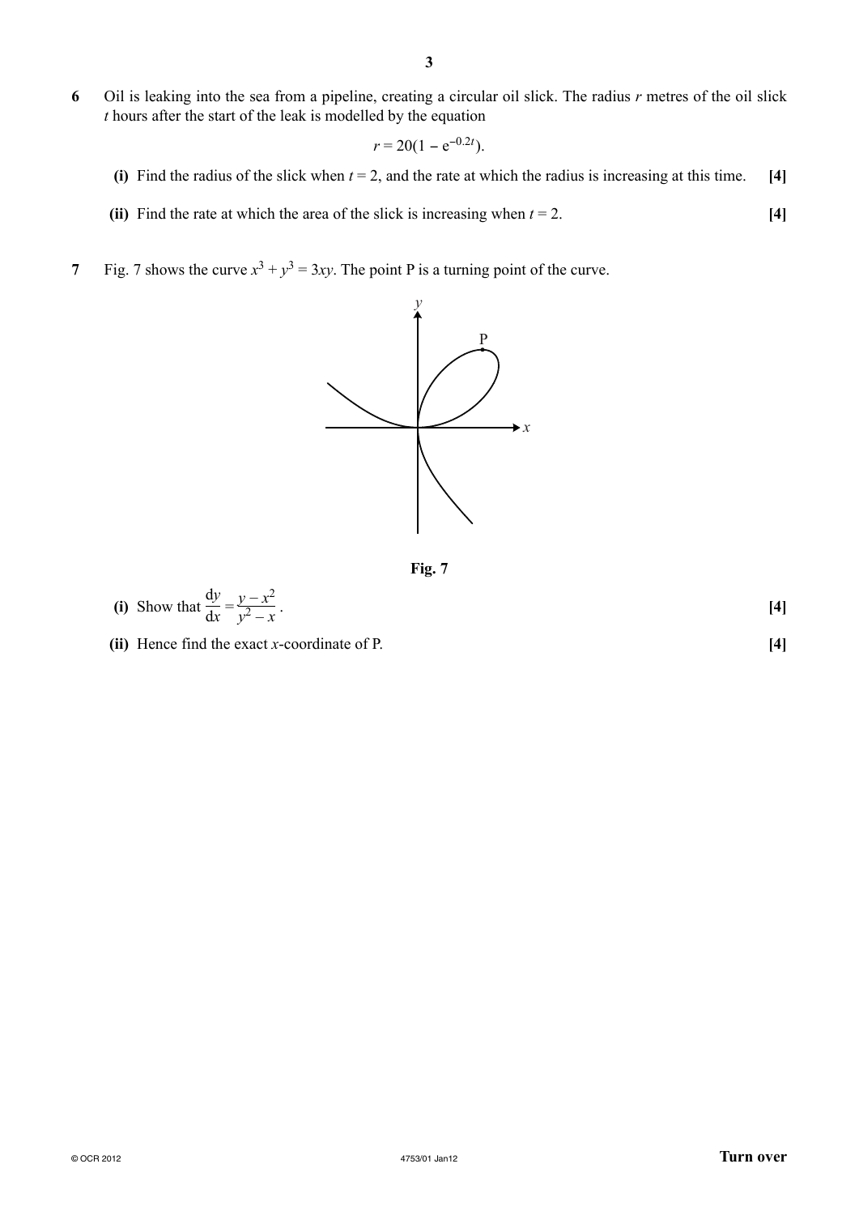**6** Oil is leaking into the sea from a pipeline, creating a circular oil slick. The radius $r$ metres of the oil slick $t$ hours after the start of the leak is modelled by the equation

$$r = 20(1 - e^{-0.2t}).$$

**(i)** Find the radius of the slick when $t = 2$, and the rate at which the radius is increasing at this time. **[4]**

**(ii)** Find the rate at which the area of the slick is increasing when $t = 2$. **[4]**

**7** Fig. 7 shows the curve $x^3 + y^3 = 3xy$. The point P is a turning point of the curve.

y

P

x

**Fig. 7**

**(i)** Show that $\dfrac{dy}{dx} = \dfrac{y - x^2}{y^2 - x}$. **[4]**

**(ii)** Hence find the exact $x$-coordinate of P. **[4]**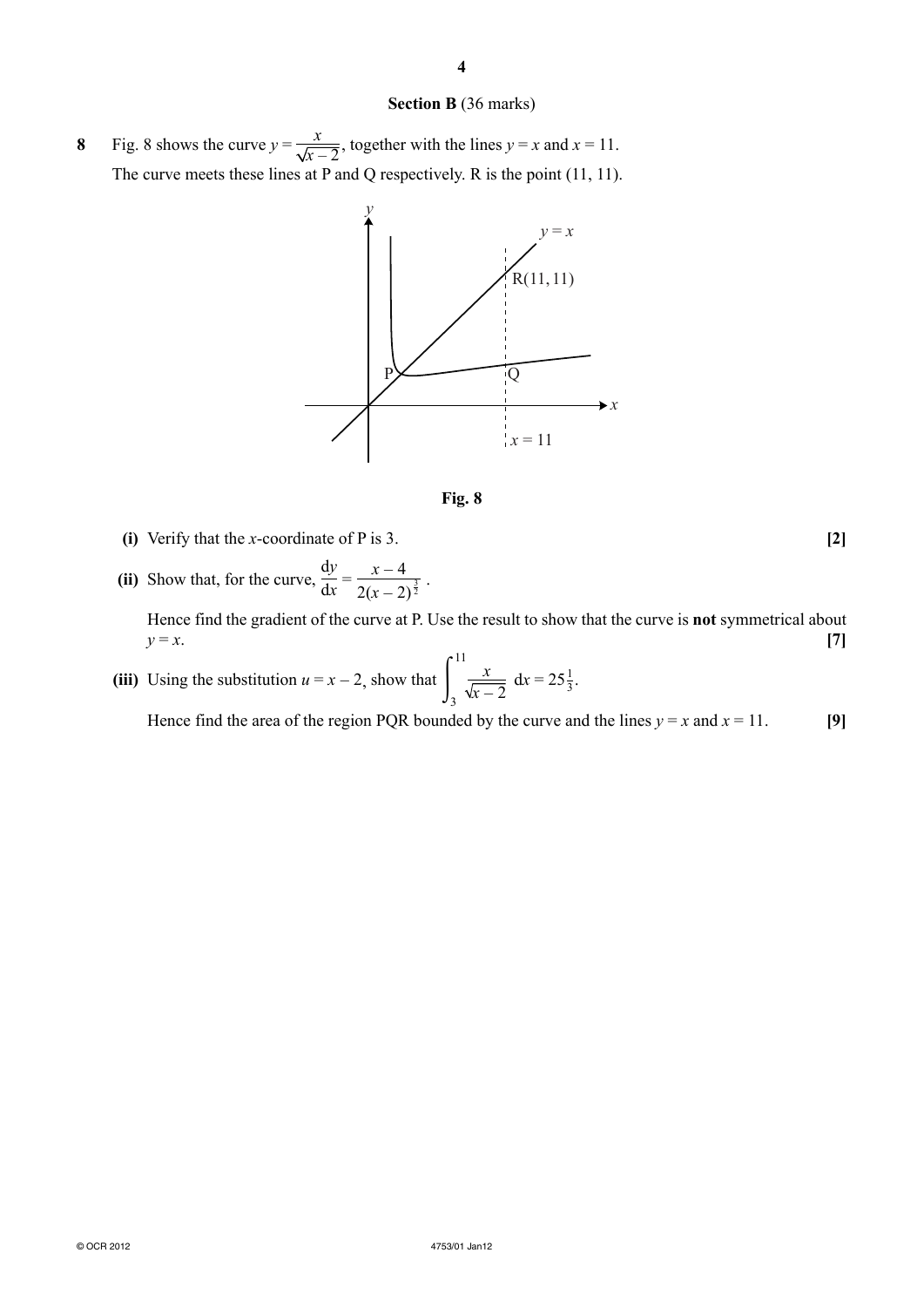**Section B** (36 marks)

**8** Fig. 8 shows the curve $y = \dfrac{x}{\sqrt{x-2}}$, together with the lines $y = x$ and $x = 11$.

The curve meets these lines at P and Q respectively. R is the point (11, 11).

y
y = x
R(11, 11)
P
Q
x
x = 11

**Fig. 8**

**(i)** Verify that the $x$-coordinate of P is 3. **[2]**

**(ii)** Show that, for the curve, $\dfrac{dy}{dx} = \dfrac{x-4}{2(x-2)^{\frac{3}{2}}}$.

Hence find the gradient of the curve at P. Use the result to show that the curve is **not** symmetrical about $y = x$. **[7]**

**(iii)** Using the substitution $u = x - 2$, show that $\displaystyle\int_3^{11} \frac{x}{\sqrt{x-2}}\, dx = 25\tfrac{1}{3}$.

Hence find the area of the region PQR bounded by the curve and the lines $y = x$ and $x = 11$. **[9]**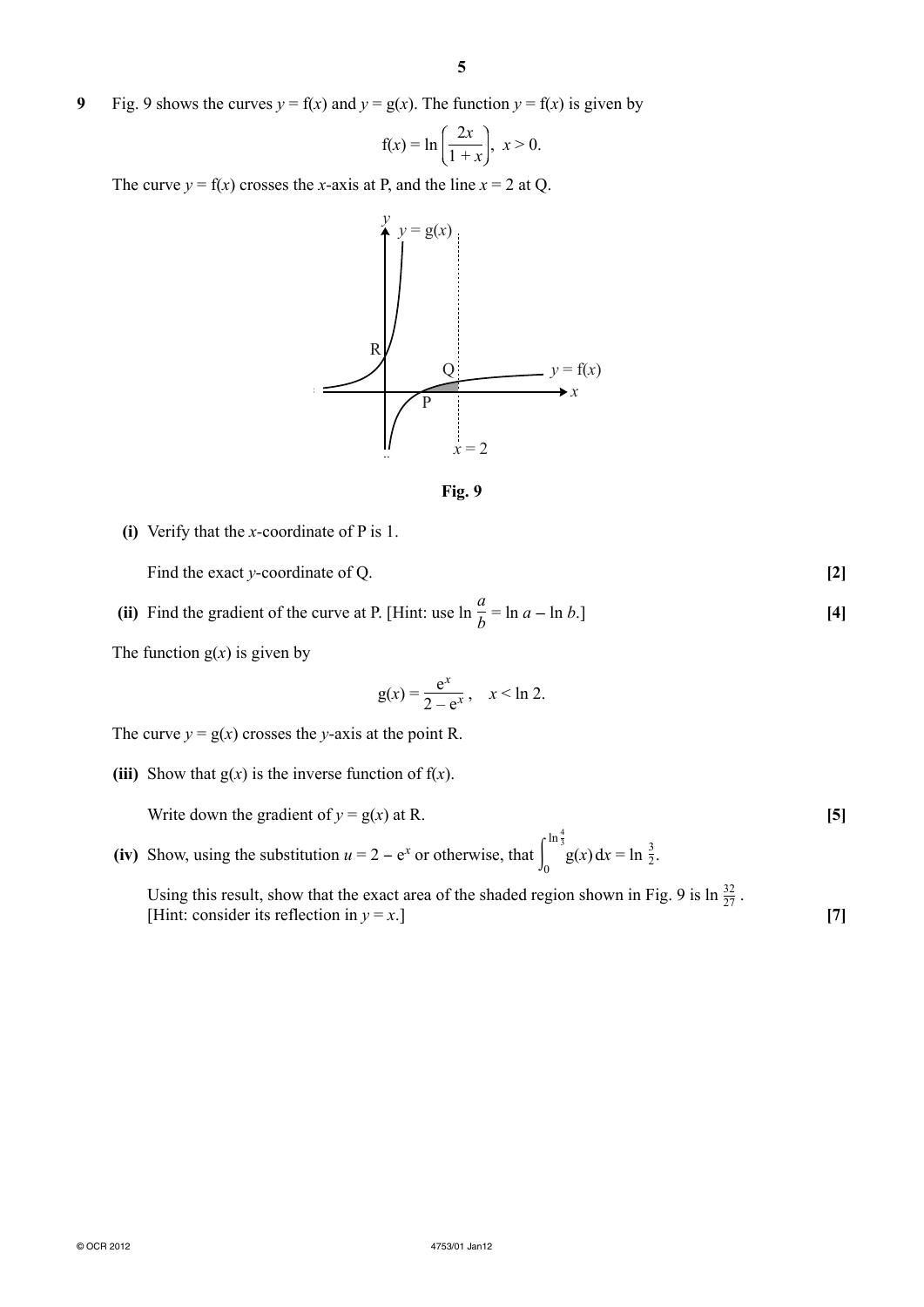**9** Fig. 9 shows the curves $y = \mathrm{f}(x)$ and $y = \mathrm{g}(x)$. The function $y = \mathrm{f}(x)$ is given by

$$\mathrm{f}(x) = \ln\left(\frac{2x}{1+x}\right),\ x > 0.$$

The curve $y = \mathrm{f}(x)$ crosses the $x$-axis at P, and the line $x = 2$ at Q.

y

$y = \mathrm{g}(x)$

R

Q

$y = \mathrm{f}(x)$

x

P

$x = 2$

**Fig. 9**

**(i)** Verify that the $x$-coordinate of P is 1.

Find the exact $y$-coordinate of Q. **[2]**

**(ii)** Find the gradient of the curve at P. [Hint: use $\ln \frac{a}{b} = \ln a - \ln b$.] **[4]**

The function $\mathrm{g}(x)$ is given by

$$\mathrm{g}(x) = \frac{\mathrm{e}^x}{2 - \mathrm{e}^x},\quad x < \ln 2.$$

The curve $y = \mathrm{g}(x)$ crosses the $y$-axis at the point R.

**(iii)** Show that $\mathrm{g}(x)$ is the inverse function of $\mathrm{f}(x)$.

Write down the gradient of $y = \mathrm{g}(x)$ at R. **[5]**

**(iv)** Show, using the substitution $u = 2 - \mathrm{e}^x$ or otherwise, that $\int_0^{\ln \frac{4}{3}} \mathrm{g}(x)\,\mathrm{d}x = \ln \frac{3}{2}$.

Using this result, show that the exact area of the shaded region shown in Fig. 9 is $\ln \frac{32}{27}$.
[Hint: consider its reflection in $y = x$.] **[7]**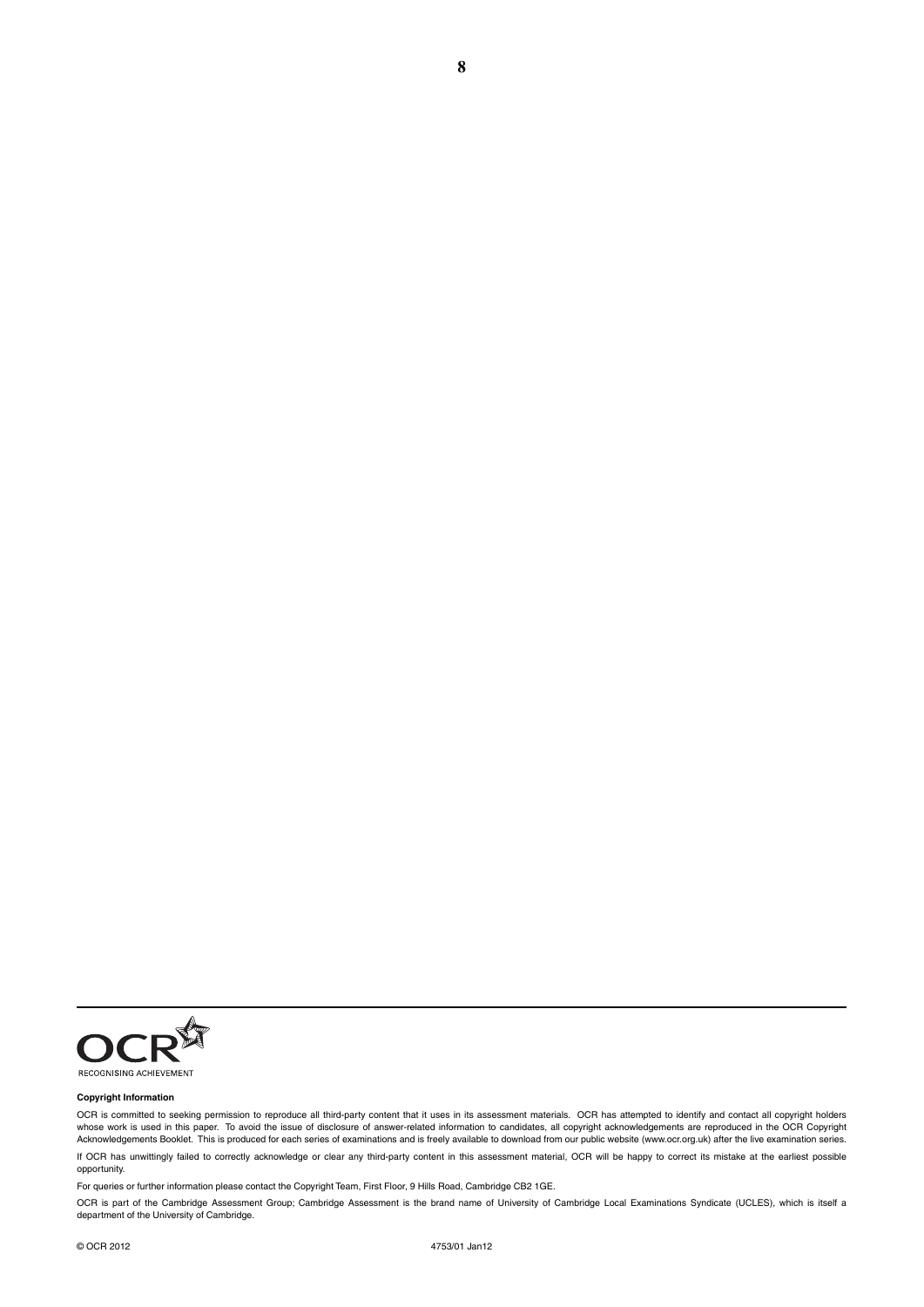OCR

RECOGNISING ACHIEVEMENT

**Copyright Information**

OCR is committed to seeking permission to reproduce all third-party content that it uses in its assessment materials. OCR has attempted to identify and contact all copyright holders whose work is used in this paper. To avoid the issue of disclosure of answer-related information to candidates, all copyright acknowledgements are reproduced in the OCR Copyright Acknowledgements Booklet. This is produced for each series of examinations and is freely available to download from our public website (www.ocr.org.uk) after the live examination series.

If OCR has unwittingly failed to correctly acknowledge or clear any third-party content in this assessment material, OCR will be happy to correct its mistake at the earliest possible opportunity.

For queries or further information please contact the Copyright Team, First Floor, 9 Hills Road, Cambridge CB2 1GE.

OCR is part of the Cambridge Assessment Group; Cambridge Assessment is the brand name of University of Cambridge Local Examinations Syndicate (UCLES), which is itself a department of the University of Cambridge.

© OCR 2012 4753/01 Jan12